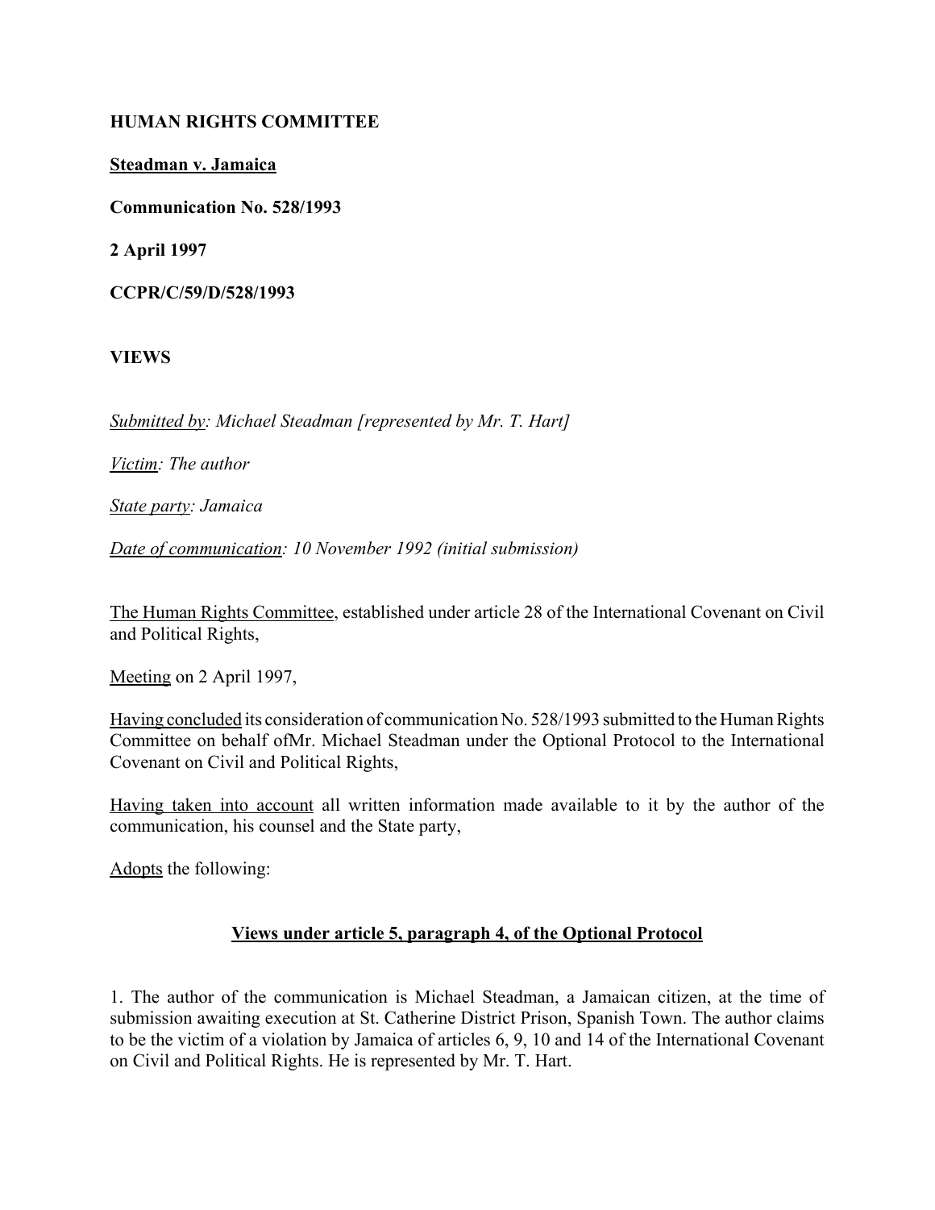**HUMAN RIGHTS COMMITTEE**

**Steadman v. Jamaica**

**Communication No. 528/1993**

**2 April 1997**

**CCPR/C/59/D/528/1993**

**VIEWS**

*Submitted by: Michael Steadman [represented by Mr. T. Hart]*

*Victim: The author*

*State party: Jamaica*

*Date of communication: 10 November 1992 (initial submission)*

The Human Rights Committee, established under article 28 of the International Covenant on Civil and Political Rights,

Meeting on 2 April 1997,

Having concluded its consideration of communication No. 528/1993 submitted to the Human Rights Committee on behalf ofMr. Michael Steadman under the Optional Protocol to the International Covenant on Civil and Political Rights,

Having taken into account all written information made available to it by the author of the communication, his counsel and the State party,

Adopts the following:

## Views under article 5, paragraph 4, of the Optional Protocol

1. The author of the communication is Michael Steadman, a Jamaican citizen, at the time of submission awaiting execution at St. Catherine District Prison, Spanish Town. The author claims to be the victim of a violation by Jamaica of articles 6, 9, 10 and 14 of the International Covenant on Civil and Political Rights. He is represented by Mr. T. Hart.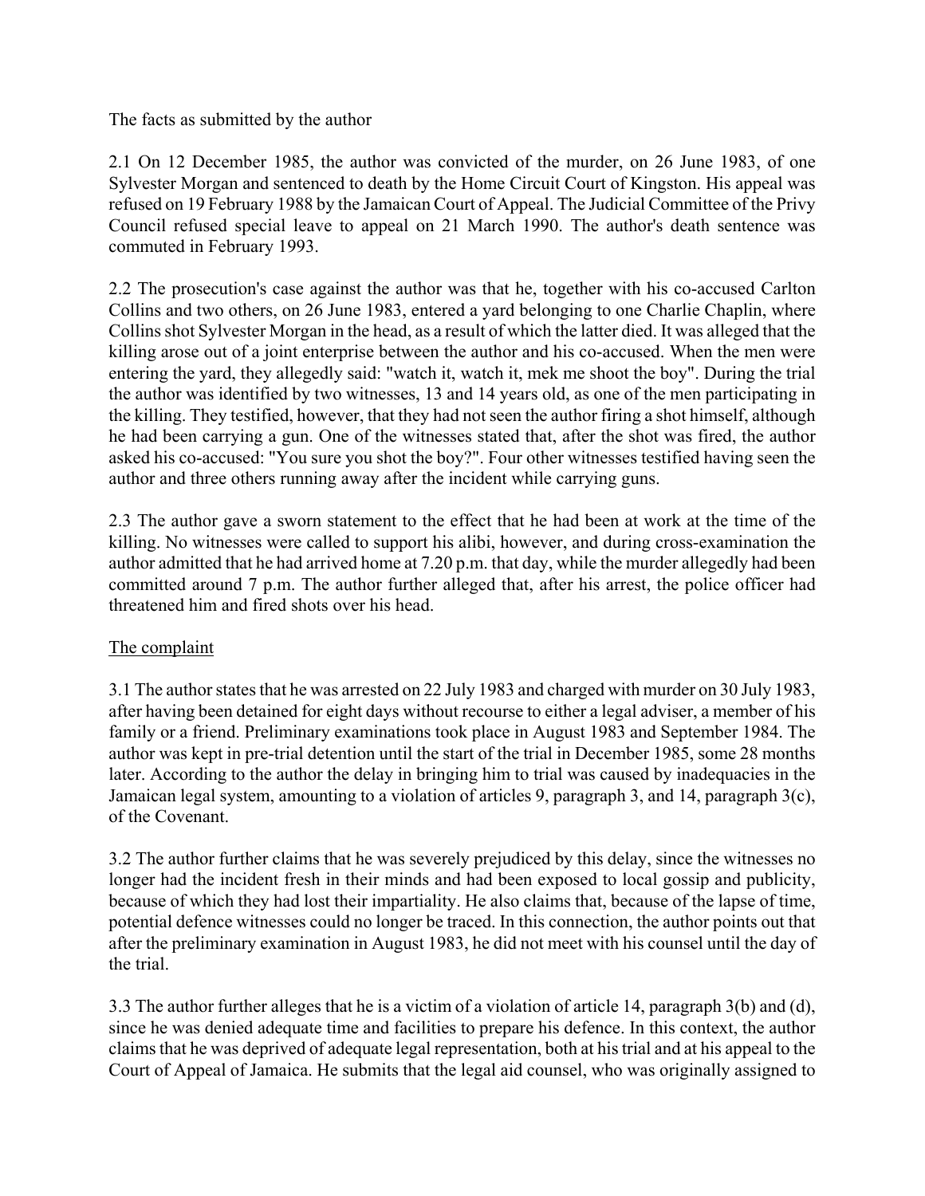The facts as submitted by the author

2.1 On 12 December 1985, the author was convicted of the murder, on 26 June 1983, of one Sylvester Morgan and sentenced to death by the Home Circuit Court of Kingston. His appeal was refused on 19 February 1988 by the Jamaican Court of Appeal. The Judicial Committee of the Privy Council refused special leave to appeal on 21 March 1990. The author's death sentence was commuted in February 1993.

2.2 The prosecution's case against the author was that he, together with his co-accused Carlton Collins and two others, on 26 June 1983, entered a yard belonging to one Charlie Chaplin, where Collins shot Sylvester Morgan in the head, as a result of which the latter died. It was alleged that the killing arose out of a joint enterprise between the author and his co-accused. When the men were entering the yard, they allegedly said: "watch it, watch it, mek me shoot the boy". During the trial the author was identified by two witnesses, 13 and 14 years old, as one of the men participating in the killing. They testified, however, that they had not seen the author firing a shot himself, although he had been carrying a gun. One of the witnesses stated that, after the shot was fired, the author asked his co-accused: "You sure you shot the boy?". Four other witnesses testified having seen the author and three others running away after the incident while carrying guns.

2.3 The author gave a sworn statement to the effect that he had been at work at the time of the killing. No witnesses were called to support his alibi, however, and during cross-examination the author admitted that he had arrived home at 7.20 p.m. that day, while the murder allegedly had been committed around 7 p.m. The author further alleged that, after his arrest, the police officer had threatened him and fired shots over his head.

The complaint

3.1 The author states that he was arrested on 22 July 1983 and charged with murder on 30 July 1983, after having been detained for eight days without recourse to either a legal adviser, a member of his family or a friend. Preliminary examinations took place in August 1983 and September 1984. The author was kept in pre-trial detention until the start of the trial in December 1985, some 28 months later. According to the author the delay in bringing him to trial was caused by inadequacies in the Jamaican legal system, amounting to a violation of articles 9, paragraph 3, and 14, paragraph 3(c), of the Covenant.

3.2 The author further claims that he was severely prejudiced by this delay, since the witnesses no longer had the incident fresh in their minds and had been exposed to local gossip and publicity, because of which they had lost their impartiality. He also claims that, because of the lapse of time, potential defence witnesses could no longer be traced. In this connection, the author points out that after the preliminary examination in August 1983, he did not meet with his counsel until the day of the trial.

3.3 The author further alleges that he is a victim of a violation of article 14, paragraph 3(b) and (d), since he was denied adequate time and facilities to prepare his defence. In this context, the author claims that he was deprived of adequate legal representation, both at his trial and at his appeal to the Court of Appeal of Jamaica. He submits that the legal aid counsel, who was originally assigned to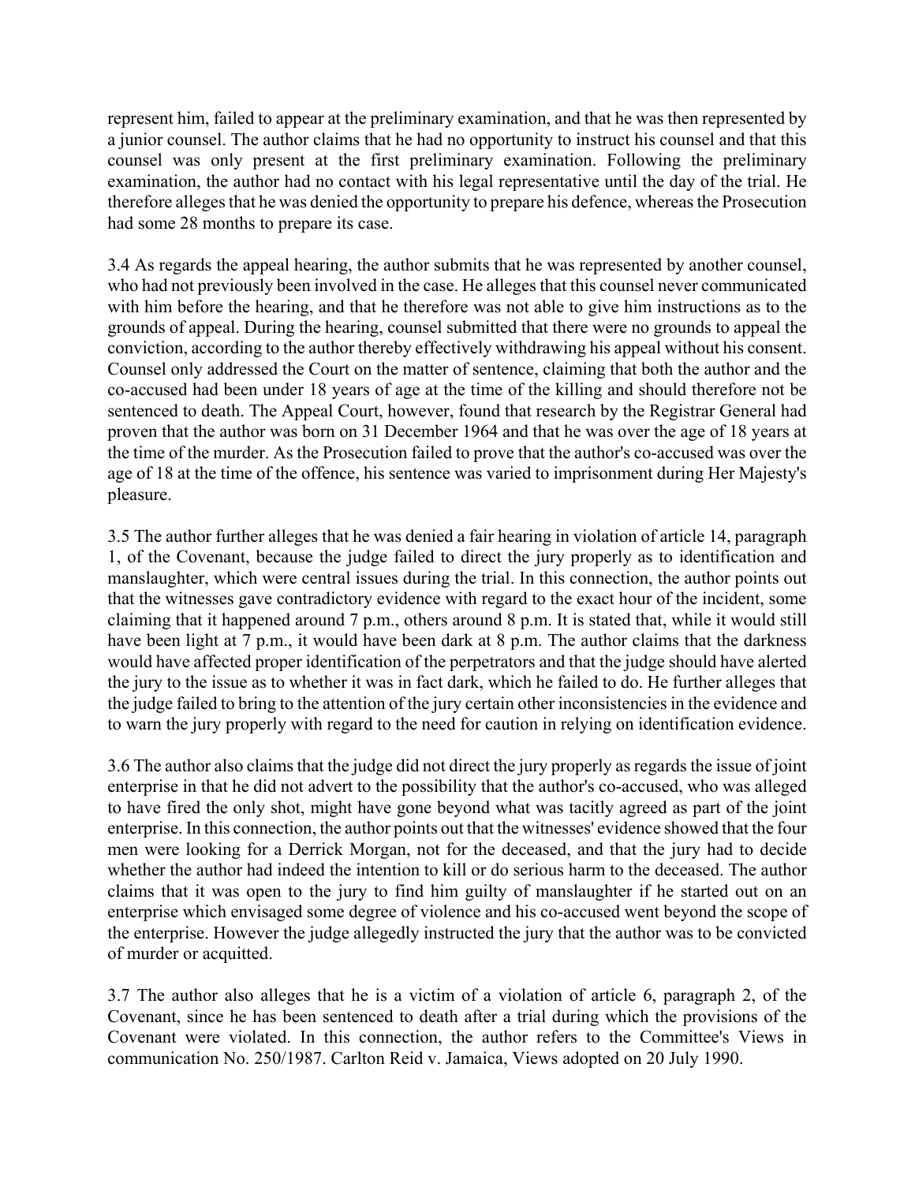represent him, failed to appear at the preliminary examination, and that he was then represented by a junior counsel. The author claims that he had no opportunity to instruct his counsel and that this counsel was only present at the first preliminary examination. Following the preliminary examination, the author had no contact with his legal representative until the day of the trial. He therefore alleges that he was denied the opportunity to prepare his defence, whereas the Prosecution had some 28 months to prepare its case.

3.4 As regards the appeal hearing, the author submits that he was represented by another counsel, who had not previously been involved in the case. He alleges that this counsel never communicated with him before the hearing, and that he therefore was not able to give him instructions as to the grounds of appeal. During the hearing, counsel submitted that there were no grounds to appeal the conviction, according to the author thereby effectively withdrawing his appeal without his consent. Counsel only addressed the Court on the matter of sentence, claiming that both the author and the co-accused had been under 18 years of age at the time of the killing and should therefore not be sentenced to death. The Appeal Court, however, found that research by the Registrar General had proven that the author was born on 31 December 1964 and that he was over the age of 18 years at the time of the murder. As the Prosecution failed to prove that the author's co-accused was over the age of 18 at the time of the offence, his sentence was varied to imprisonment during Her Majesty's pleasure.

3.5 The author further alleges that he was denied a fair hearing in violation of article 14, paragraph 1, of the Covenant, because the judge failed to direct the jury properly as to identification and manslaughter, which were central issues during the trial. In this connection, the author points out that the witnesses gave contradictory evidence with regard to the exact hour of the incident, some claiming that it happened around 7 p.m., others around 8 p.m. It is stated that, while it would still have been light at 7 p.m., it would have been dark at 8 p.m. The author claims that the darkness would have affected proper identification of the perpetrators and that the judge should have alerted the jury to the issue as to whether it was in fact dark, which he failed to do. He further alleges that the judge failed to bring to the attention of the jury certain other inconsistencies in the evidence and to warn the jury properly with regard to the need for caution in relying on identification evidence.

3.6 The author also claims that the judge did not direct the jury properly as regards the issue of joint enterprise in that he did not advert to the possibility that the author's co-accused, who was alleged to have fired the only shot, might have gone beyond what was tacitly agreed as part of the joint enterprise. In this connection, the author points out that the witnesses' evidence showed that the four men were looking for a Derrick Morgan, not for the deceased, and that the jury had to decide whether the author had indeed the intention to kill or do serious harm to the deceased. The author claims that it was open to the jury to find him guilty of manslaughter if he started out on an enterprise which envisaged some degree of violence and his co-accused went beyond the scope of the enterprise. However the judge allegedly instructed the jury that the author was to be convicted of murder or acquitted.

3.7 The author also alleges that he is a victim of a violation of article 6, paragraph 2, of the Covenant, since he has been sentenced to death after a trial during which the provisions of the Covenant were violated. In this connection, the author refers to the Committee's Views in communication No. 250/1987. Carlton Reid v. Jamaica, Views adopted on 20 July 1990.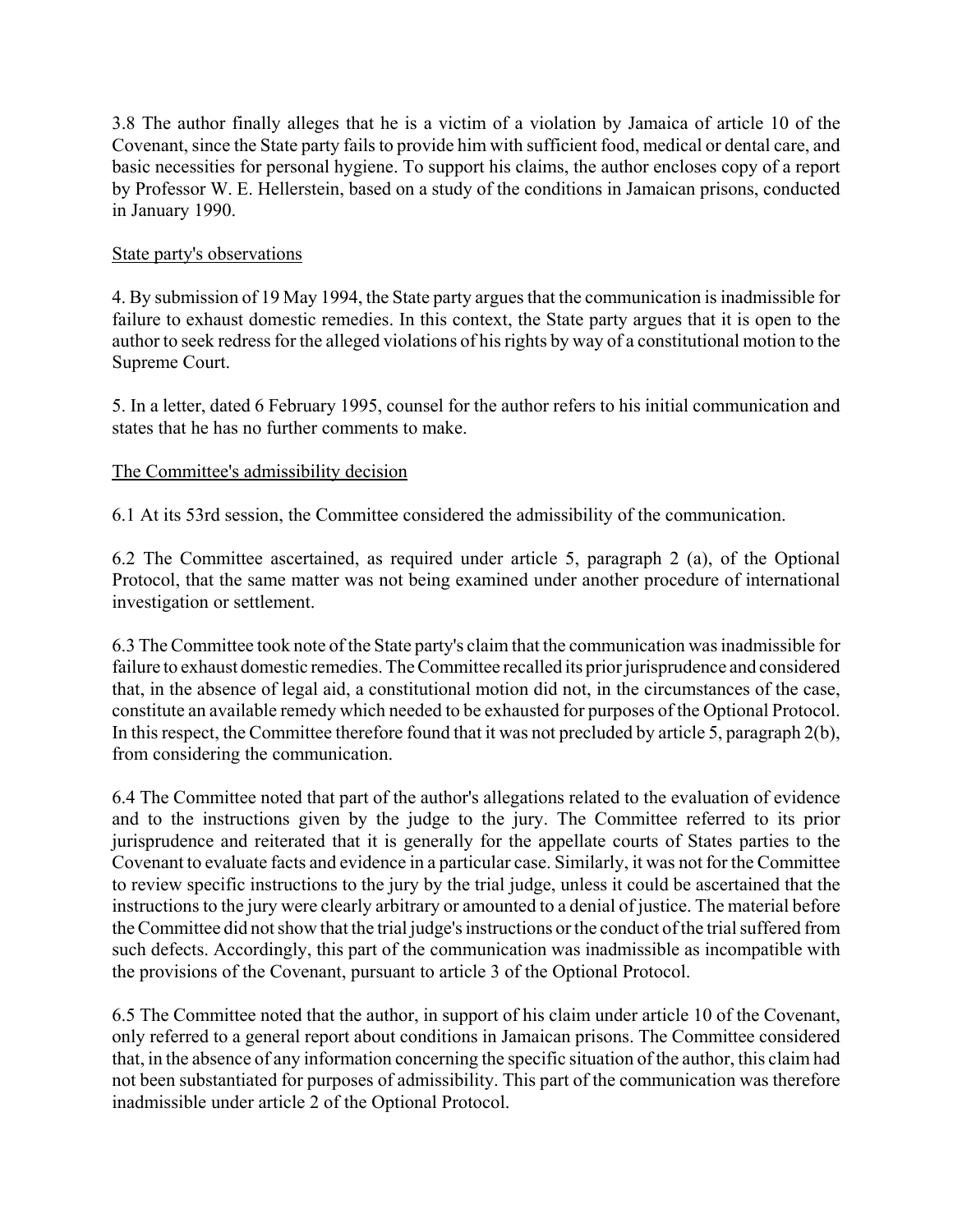3.8 The author finally alleges that he is a victim of a violation by Jamaica of article 10 of the Covenant, since the State party fails to provide him with sufficient food, medical or dental care, and basic necessities for personal hygiene. To support his claims, the author encloses copy of a report by Professor W. E. Hellerstein, based on a study of the conditions in Jamaican prisons, conducted in January 1990.

State party's observations

4. By submission of 19 May 1994, the State party argues that the communication is inadmissible for failure to exhaust domestic remedies. In this context, the State party argues that it is open to the author to seek redress for the alleged violations of his rights by way of a constitutional motion to the Supreme Court.

5. In a letter, dated 6 February 1995, counsel for the author refers to his initial communication and states that he has no further comments to make.

The Committee's admissibility decision

6.1 At its 53rd session, the Committee considered the admissibility of the communication.

6.2 The Committee ascertained, as required under article 5, paragraph 2 (a), of the Optional Protocol, that the same matter was not being examined under another procedure of international investigation or settlement.

6.3 The Committee took note of the State party's claim that the communication was inadmissible for failure to exhaust domestic remedies. The Committee recalled its prior jurisprudence and considered that, in the absence of legal aid, a constitutional motion did not, in the circumstances of the case, constitute an available remedy which needed to be exhausted for purposes of the Optional Protocol. In this respect, the Committee therefore found that it was not precluded by article 5, paragraph 2(b), from considering the communication.

6.4 The Committee noted that part of the author's allegations related to the evaluation of evidence and to the instructions given by the judge to the jury. The Committee referred to its prior jurisprudence and reiterated that it is generally for the appellate courts of States parties to the Covenant to evaluate facts and evidence in a particular case. Similarly, it was not for the Committee to review specific instructions to the jury by the trial judge, unless it could be ascertained that the instructions to the jury were clearly arbitrary or amounted to a denial of justice. The material before the Committee did not show that the trial judge's instructions or the conduct of the trial suffered from such defects. Accordingly, this part of the communication was inadmissible as incompatible with the provisions of the Covenant, pursuant to article 3 of the Optional Protocol.

6.5 The Committee noted that the author, in support of his claim under article 10 of the Covenant, only referred to a general report about conditions in Jamaican prisons. The Committee considered that, in the absence of any information concerning the specific situation of the author, this claim had not been substantiated for purposes of admissibility. This part of the communication was therefore inadmissible under article 2 of the Optional Protocol.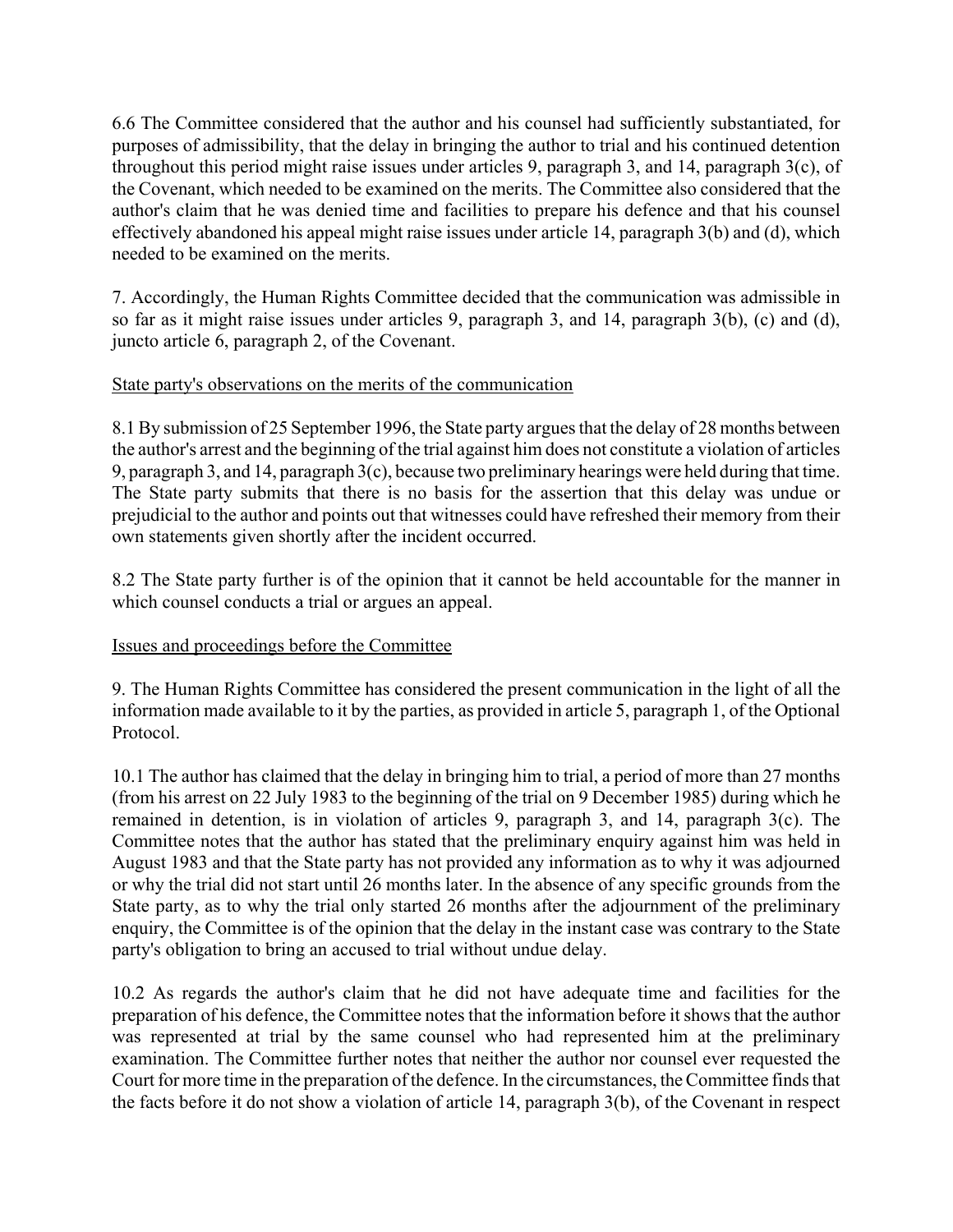6.6 The Committee considered that the author and his counsel had sufficiently substantiated, for purposes of admissibility, that the delay in bringing the author to trial and his continued detention throughout this period might raise issues under articles 9, paragraph 3, and 14, paragraph 3(c), of the Covenant, which needed to be examined on the merits. The Committee also considered that the author's claim that he was denied time and facilities to prepare his defence and that his counsel effectively abandoned his appeal might raise issues under article 14, paragraph 3(b) and (d), which needed to be examined on the merits.

7. Accordingly, the Human Rights Committee decided that the communication was admissible in so far as it might raise issues under articles 9, paragraph 3, and 14, paragraph 3(b), (c) and (d), juncto article 6, paragraph 2, of the Covenant.

State party's observations on the merits of the communication

8.1 By submission of 25 September 1996, the State party argues that the delay of 28 months between the author's arrest and the beginning of the trial against him does not constitute a violation of articles 9, paragraph 3, and 14, paragraph 3(c), because two preliminary hearings were held during that time. The State party submits that there is no basis for the assertion that this delay was undue or prejudicial to the author and points out that witnesses could have refreshed their memory from their own statements given shortly after the incident occurred.

8.2 The State party further is of the opinion that it cannot be held accountable for the manner in which counsel conducts a trial or argues an appeal.

Issues and proceedings before the Committee

9. The Human Rights Committee has considered the present communication in the light of all the information made available to it by the parties, as provided in article 5, paragraph 1, of the Optional Protocol.

10.1 The author has claimed that the delay in bringing him to trial, a period of more than 27 months (from his arrest on 22 July 1983 to the beginning of the trial on 9 December 1985) during which he remained in detention, is in violation of articles 9, paragraph 3, and 14, paragraph 3(c). The Committee notes that the author has stated that the preliminary enquiry against him was held in August 1983 and that the State party has not provided any information as to why it was adjourned or why the trial did not start until 26 months later. In the absence of any specific grounds from the State party, as to why the trial only started 26 months after the adjournment of the preliminary enquiry, the Committee is of the opinion that the delay in the instant case was contrary to the State party's obligation to bring an accused to trial without undue delay.

10.2 As regards the author's claim that he did not have adequate time and facilities for the preparation of his defence, the Committee notes that the information before it shows that the author was represented at trial by the same counsel who had represented him at the preliminary examination. The Committee further notes that neither the author nor counsel ever requested the Court for more time in the preparation of the defence. In the circumstances, the Committee finds that the facts before it do not show a violation of article 14, paragraph 3(b), of the Covenant in respect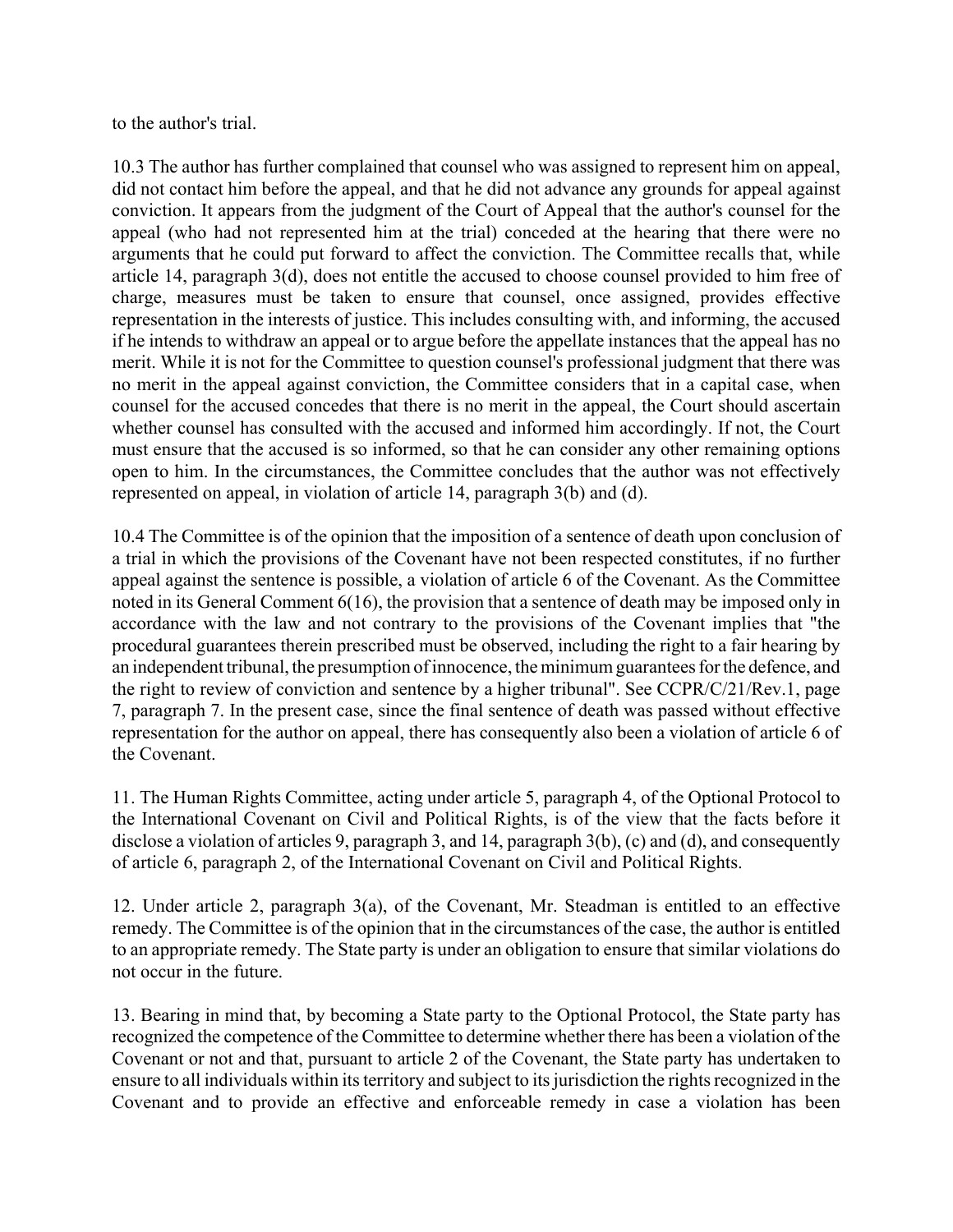to the author's trial.

10.3 The author has further complained that counsel who was assigned to represent him on appeal, did not contact him before the appeal, and that he did not advance any grounds for appeal against conviction. It appears from the judgment of the Court of Appeal that the author's counsel for the appeal (who had not represented him at the trial) conceded at the hearing that there were no arguments that he could put forward to affect the conviction. The Committee recalls that, while article 14, paragraph 3(d), does not entitle the accused to choose counsel provided to him free of charge, measures must be taken to ensure that counsel, once assigned, provides effective representation in the interests of justice. This includes consulting with, and informing, the accused if he intends to withdraw an appeal or to argue before the appellate instances that the appeal has no merit. While it is not for the Committee to question counsel's professional judgment that there was no merit in the appeal against conviction, the Committee considers that in a capital case, when counsel for the accused concedes that there is no merit in the appeal, the Court should ascertain whether counsel has consulted with the accused and informed him accordingly. If not, the Court must ensure that the accused is so informed, so that he can consider any other remaining options open to him. In the circumstances, the Committee concludes that the author was not effectively represented on appeal, in violation of article 14, paragraph 3(b) and (d).

10.4 The Committee is of the opinion that the imposition of a sentence of death upon conclusion of a trial in which the provisions of the Covenant have not been respected constitutes, if no further appeal against the sentence is possible, a violation of article 6 of the Covenant. As the Committee noted in its General Comment 6(16), the provision that a sentence of death may be imposed only in accordance with the law and not contrary to the provisions of the Covenant implies that "the procedural guarantees therein prescribed must be observed, including the right to a fair hearing by an independent tribunal, the presumption of innocence, the minimum guarantees for the defence, and the right to review of conviction and sentence by a higher tribunal". See CCPR/C/21/Rev.1, page 7, paragraph 7. In the present case, since the final sentence of death was passed without effective representation for the author on appeal, there has consequently also been a violation of article 6 of the Covenant.

11. The Human Rights Committee, acting under article 5, paragraph 4, of the Optional Protocol to the International Covenant on Civil and Political Rights, is of the view that the facts before it disclose a violation of articles 9, paragraph 3, and 14, paragraph 3(b), (c) and (d), and consequently of article 6, paragraph 2, of the International Covenant on Civil and Political Rights.

12. Under article 2, paragraph 3(a), of the Covenant, Mr. Steadman is entitled to an effective remedy. The Committee is of the opinion that in the circumstances of the case, the author is entitled to an appropriate remedy. The State party is under an obligation to ensure that similar violations do not occur in the future.

13. Bearing in mind that, by becoming a State party to the Optional Protocol, the State party has recognized the competence of the Committee to determine whether there has been a violation of the Covenant or not and that, pursuant to article 2 of the Covenant, the State party has undertaken to ensure to all individuals within its territory and subject to its jurisdiction the rights recognized in the Covenant and to provide an effective and enforceable remedy in case a violation has been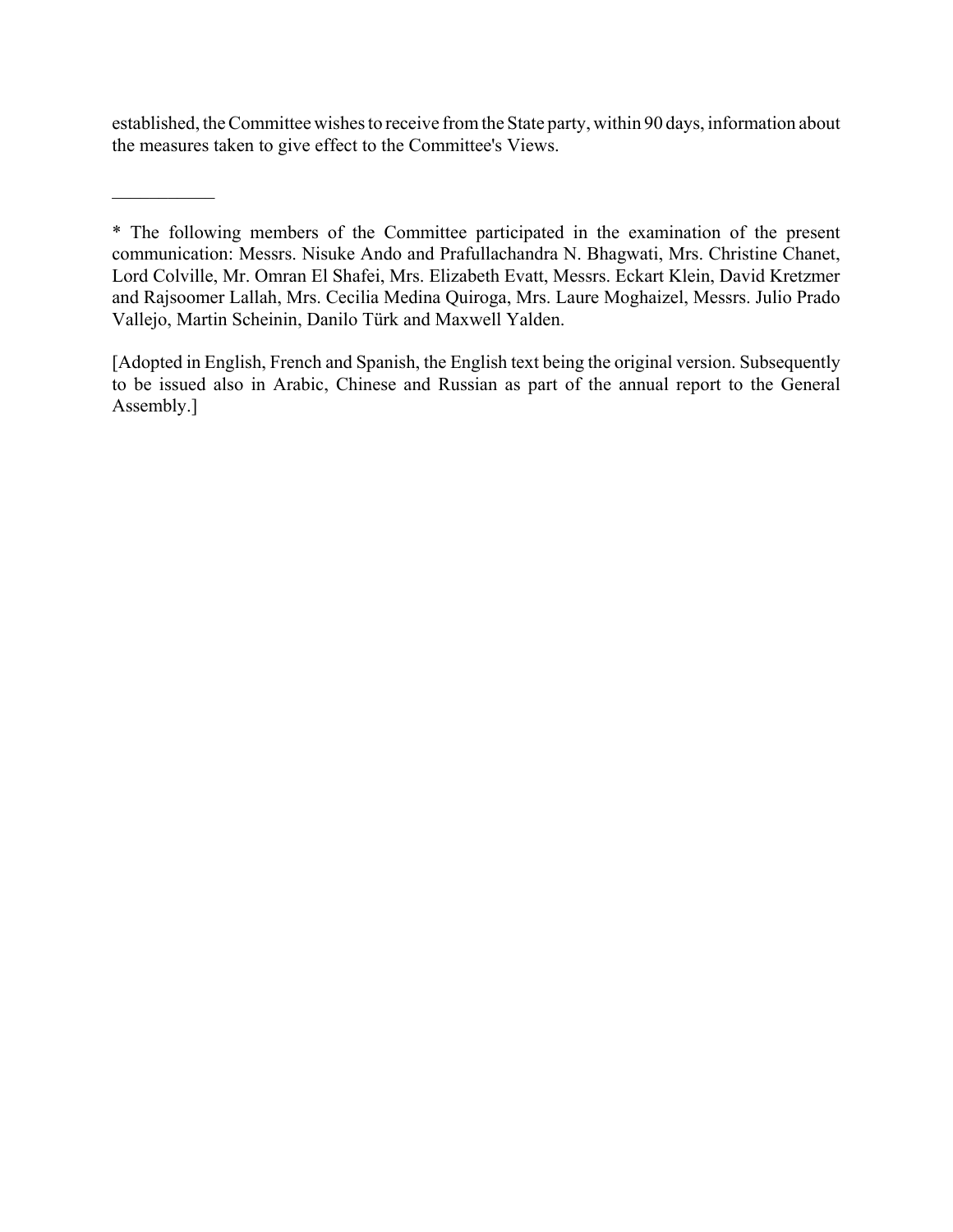established, the Committee wishes to receive from the State party, within 90 days, information about the measures taken to give effect to the Committee's Views.

___________

* The following members of the Committee participated in the examination of the present communication: Messrs. Nisuke Ando and Prafullachandra N. Bhagwati, Mrs. Christine Chanet, Lord Colville, Mr. Omran El Shafei, Mrs. Elizabeth Evatt, Messrs. Eckart Klein, David Kretzmer and Rajsoomer Lallah, Mrs. Cecilia Medina Quiroga, Mrs. Laure Moghaizel, Messrs. Julio Prado Vallejo, Martin Scheinin, Danilo Türk and Maxwell Yalden.

[Adopted in English, French and Spanish, the English text being the original version. Subsequently to be issued also in Arabic, Chinese and Russian as part of the annual report to the General Assembly.]